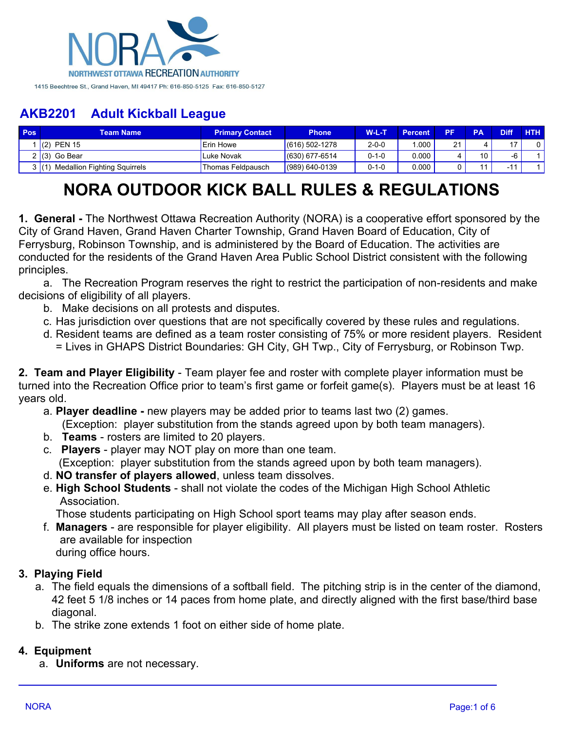NORA NORTHWEST OTTAWA RECREATION AUTHORITY

1415 Beechtree St., Grand Haven, MI 49417 Ph: 616-850-5125 Fax: 616-850-5127

## AKB2201 Adult Kickball League

| Pos | Team Name | Primary Contact | Phone | W-L-T | Percent | PF | PA | Diff | HTH |
|---|---|---|---|---|---|---|---|---|---|
| 1 | (2) PEN 15 | Erin Howe | (616) 502-1278 | 2-0-0 | 1.000 | 21 | 4 | 17 | 0 |
| 2 | (3) Go Bear | Luke Novak | (630) 677-6514 | 0-1-0 | 0.000 | 4 | 10 | -6 | 1 |
| 3 | (1) Medallion Fighting Squirrels | Thomas Feldpausch | (989) 640-0139 | 0-1-0 | 0.000 | 0 | 11 | -11 | 1 |

# NORA OUTDOOR KICK BALL RULES & REGULATIONS

**1. General -** The Northwest Ottawa Recreation Authority (NORA) is a cooperative effort sponsored by the City of Grand Haven, Grand Haven Charter Township, Grand Haven Board of Education, City of Ferrysburg, Robinson Township, and is administered by the Board of Education. The activities are conducted for the residents of the Grand Haven Area Public School District consistent with the following principles.

a. The Recreation Program reserves the right to restrict the participation of non-residents and make decisions of eligibility of all players.

b. Make decisions on all protests and disputes.

c. Has jurisdiction over questions that are not specifically covered by these rules and regulations.

d. Resident teams are defined as a team roster consisting of 75% or more resident players. Resident = Lives in GHAPS District Boundaries: GH City, GH Twp., City of Ferrysburg, or Robinson Twp.

**2. Team and Player Eligibility** - Team player fee and roster with complete player information must be turned into the Recreation Office prior to team's first game or forfeit game(s). Players must be at least 16 years old.

a. **Player deadline -** new players may be added prior to teams last two (2) games. (Exception: player substitution from the stands agreed upon by both team managers).

b. **Teams** - rosters are limited to 20 players.

c. **Players** - player may NOT play on more than one team. (Exception: player substitution from the stands agreed upon by both team managers).

d. **NO transfer of players allowed**, unless team dissolves.

e. **High School Students** - shall not violate the codes of the Michigan High School Athletic Association. Those students participating on High School sport teams may play after season ends.

f. **Managers** - are responsible for player eligibility. All players must be listed on team roster. Rosters are available for inspection during office hours.

**3. Playing Field**

a. The field equals the dimensions of a softball field. The pitching strip is in the center of the diamond, 42 feet 5 1/8 inches or 14 paces from home plate, and directly aligned with the first base/third base diagonal.

b. The strike zone extends 1 foot on either side of home plate.

**4. Equipment**

a. **Uniforms** are not necessary.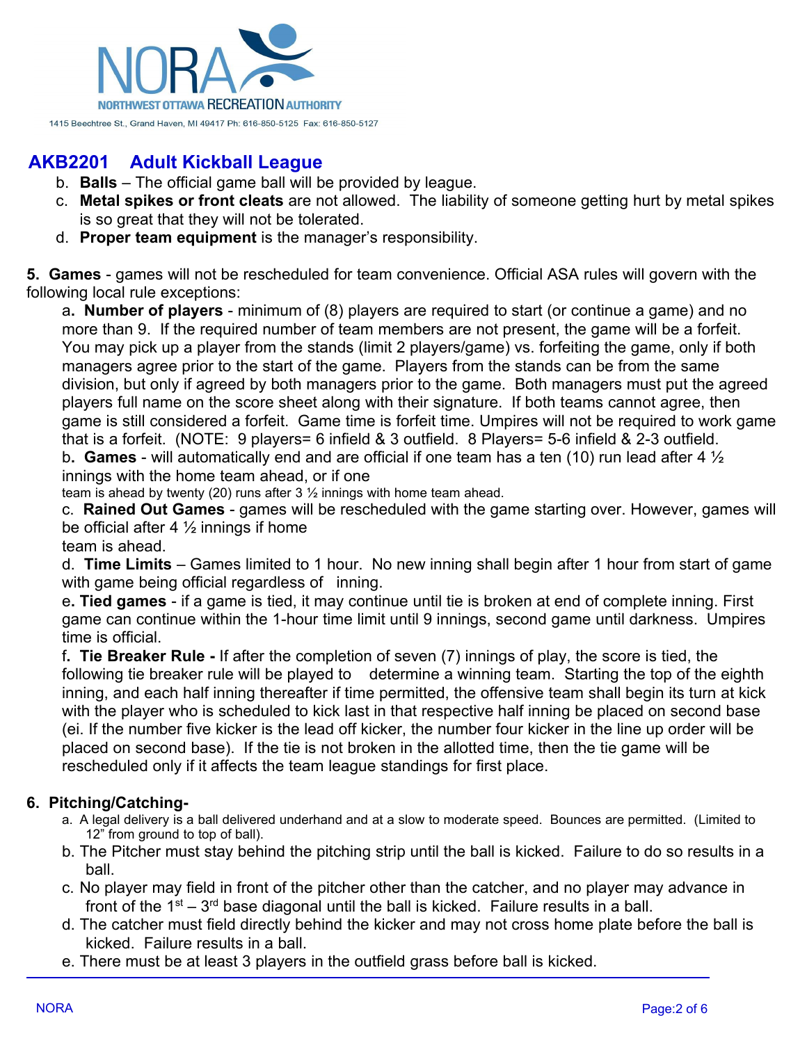# AKB2201 Adult Kickball League

b. **Balls** – The official game ball will be provided by league.

c. **Metal spikes or front cleats** are not allowed. The liability of someone getting hurt by metal spikes is so great that they will not be tolerated.

d. **Proper team equipment** is the manager's responsibility.

**5. Games** - games will not be rescheduled for team convenience. Official ASA rules will govern with the following local rule exceptions:

a**. Number of players** - minimum of (8) players are required to start (or continue a game) and no more than 9. If the required number of team members are not present, the game will be a forfeit. You may pick up a player from the stands (limit 2 players/game) vs. forfeiting the game, only if both managers agree prior to the start of the game. Players from the stands can be from the same division, but only if agreed by both managers prior to the game. Both managers must put the agreed players full name on the score sheet along with their signature. If both teams cannot agree, then game is still considered a forfeit. Game time is forfeit time. Umpires will not be required to work game that is a forfeit. (NOTE: 9 players= 6 infield & 3 outfield. 8 Players= 5-6 infield & 2-3 outfield.

b**. Games** - will automatically end and are official if one team has a ten (10) run lead after 4 ½ innings with the home team ahead, or if one team is ahead by twenty (20) runs after 3 ½ innings with home team ahead.

c. **Rained Out Games** - games will be rescheduled with the game starting over. However, games will be official after 4 ½ innings if home team is ahead.

d. **Time Limits** – Games limited to 1 hour. No new inning shall begin after 1 hour from start of game with game being official regardless of inning.

e**. Tied games** - if a game is tied, it may continue until tie is broken at end of complete inning. First game can continue within the 1-hour time limit until 9 innings, second game until darkness. Umpires time is official.

f**. Tie Breaker Rule -** If after the completion of seven (7) innings of play, the score is tied, the following tie breaker rule will be played to determine a winning team. Starting the top of the eighth inning, and each half inning thereafter if time permitted, the offensive team shall begin its turn at kick with the player who is scheduled to kick last in that respective half inning be placed on second base (ei. If the number five kicker is the lead off kicker, the number four kicker in the line up order will be placed on second base). If the tie is not broken in the allotted time, then the tie game will be rescheduled only if it affects the team league standings for first place.

**6. Pitching/Catching-**

a. A legal delivery is a ball delivered underhand and at a slow to moderate speed. Bounces are permitted. (Limited to 12" from ground to top of ball).

b. The Pitcher must stay behind the pitching strip until the ball is kicked. Failure to do so results in a ball.

c. No player may field in front of the pitcher other than the catcher, and no player may advance in front of the 1st – 3rd base diagonal until the ball is kicked. Failure results in a ball.

d. The catcher must field directly behind the kicker and may not cross home plate before the ball is kicked. Failure results in a ball.

e. There must be at least 3 players in the outfield grass before ball is kicked.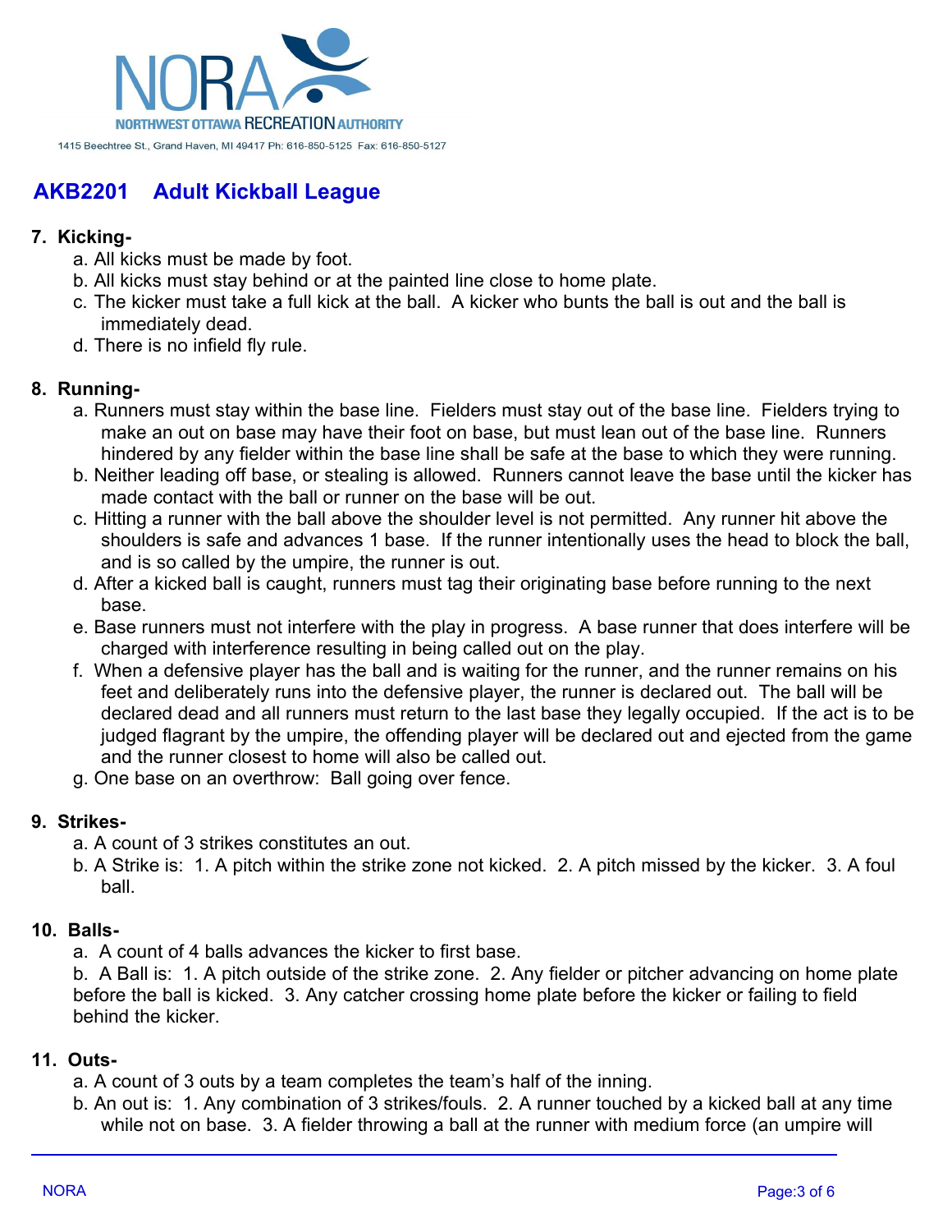# AKB2201 Adult Kickball League

**7. Kicking-**

a. All kicks must be made by foot.
b. All kicks must stay behind or at the painted line close to home plate.
c. The kicker must take a full kick at the ball. A kicker who bunts the ball is out and the ball is immediately dead.
d. There is no infield fly rule.

**8. Running-**

a. Runners must stay within the base line. Fielders must stay out of the base line. Fielders trying to make an out on base may have their foot on base, but must lean out of the base line. Runners hindered by any fielder within the base line shall be safe at the base to which they were running.
b. Neither leading off base, or stealing is allowed. Runners cannot leave the base until the kicker has made contact with the ball or runner on the base will be out.
c. Hitting a runner with the ball above the shoulder level is not permitted. Any runner hit above the shoulders is safe and advances 1 base. If the runner intentionally uses the head to block the ball, and is so called by the umpire, the runner is out.
d. After a kicked ball is caught, runners must tag their originating base before running to the next base.
e. Base runners must not interfere with the play in progress. A base runner that does interfere will be charged with interference resulting in being called out on the play.
f. When a defensive player has the ball and is waiting for the runner, and the runner remains on his feet and deliberately runs into the defensive player, the runner is declared out. The ball will be declared dead and all runners must return to the last base they legally occupied. If the act is to be judged flagrant by the umpire, the offending player will be declared out and ejected from the game and the runner closest to home will also be called out.
g. One base on an overthrow: Ball going over fence.

**9. Strikes-**

a. A count of 3 strikes constitutes an out.
b. A Strike is: 1. A pitch within the strike zone not kicked. 2. A pitch missed by the kicker. 3. A foul ball.

**10. Balls-**

a. A count of 4 balls advances the kicker to first base.
b. A Ball is: 1. A pitch outside of the strike zone. 2. Any fielder or pitcher advancing on home plate before the ball is kicked. 3. Any catcher crossing home plate before the kicker or failing to field behind the kicker.

**11. Outs-**

a. A count of 3 outs by a team completes the team's half of the inning.
b. An out is: 1. Any combination of 3 strikes/fouls. 2. A runner touched by a kicked ball at any time while not on base. 3. A fielder throwing a ball at the runner with medium force (an umpire will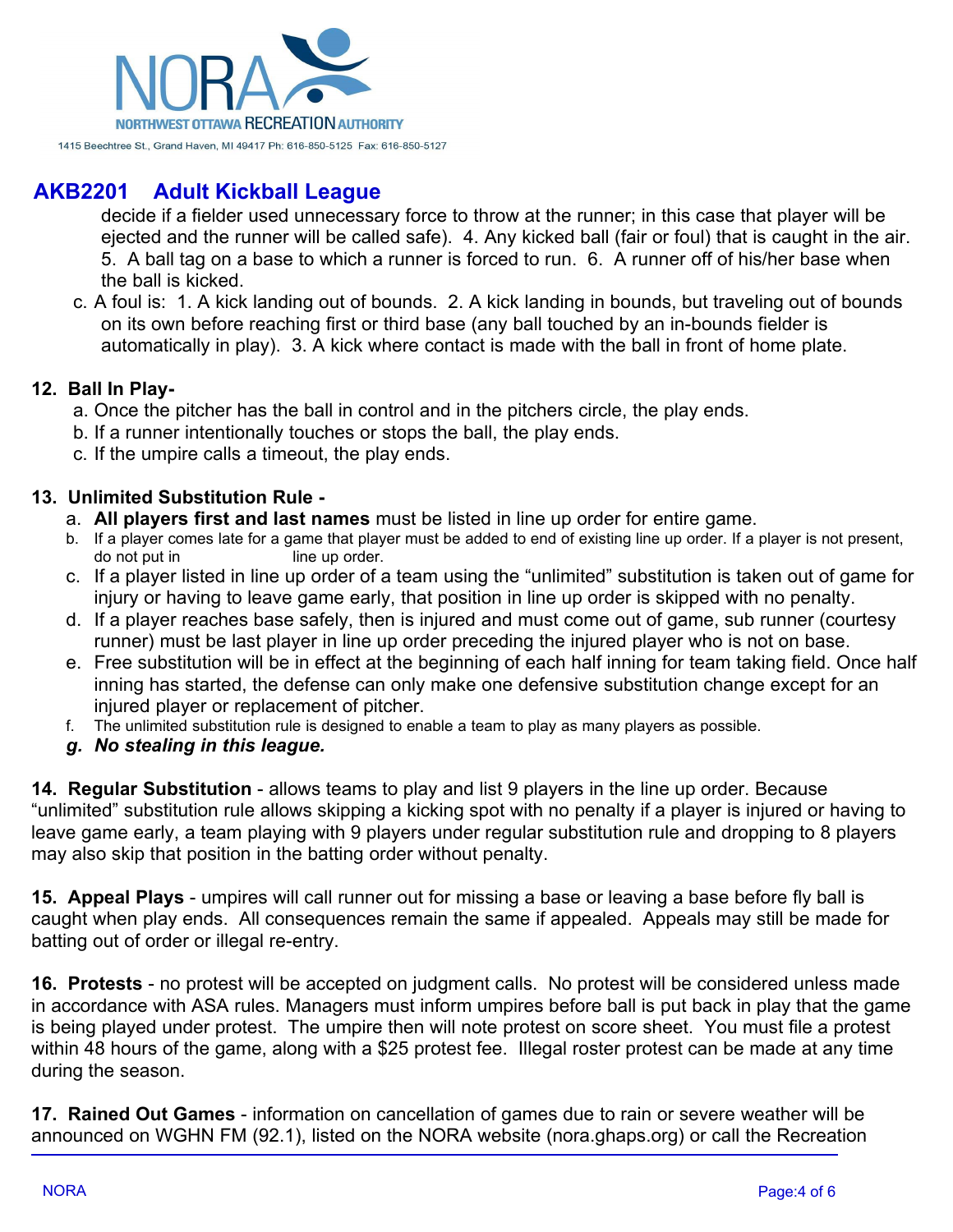decide if a fielder used unnecessary force to throw at the runner; in this case that player will be ejected and the runner will be called safe). 4. Any kicked ball (fair or foul) that is caught in the air. 5. A ball tag on a base to which a runner is forced to run. 6. A runner off of his/her base when the ball is kicked.

c. A foul is: 1. A kick landing out of bounds. 2. A kick landing in bounds, but traveling out of bounds on its own before reaching first or third base (any ball touched by an in-bounds fielder is automatically in play). 3. A kick where contact is made with the ball in front of home plate.

**12. Ball In Play-**

a. Once the pitcher has the ball in control and in the pitchers circle, the play ends.
b. If a runner intentionally touches or stops the ball, the play ends.
c. If the umpire calls a timeout, the play ends.

**13. Unlimited Substitution Rule -**

a. **All players first and last names** must be listed in line up order for entire game.
b. If a player comes late for a game that player must be added to end of existing line up order. If a player is not present, do not put in line up order.
c. If a player listed in line up order of a team using the "unlimited" substitution is taken out of game for injury or having to leave game early, that position in line up order is skipped with no penalty.
d. If a player reaches base safely, then is injured and must come out of game, sub runner (courtesy runner) must be last player in line up order preceding the injured player who is not on base.
e. Free substitution will be in effect at the beginning of each half inning for team taking field. Once half inning has started, the defense can only make one defensive substitution change except for an injured player or replacement of pitcher.
f. The unlimited substitution rule is designed to enable a team to play as many players as possible.
g. ***No stealing in this league.***

**14. Regular Substitution** - allows teams to play and list 9 players in the line up order. Because "unlimited" substitution rule allows skipping a kicking spot with no penalty if a player is injured or having to leave game early, a team playing with 9 players under regular substitution rule and dropping to 8 players may also skip that position in the batting order without penalty.

**15. Appeal Plays** - umpires will call runner out for missing a base or leaving a base before fly ball is caught when play ends. All consequences remain the same if appealed. Appeals may still be made for batting out of order or illegal re-entry.

**16. Protests** - no protest will be accepted on judgment calls. No protest will be considered unless made in accordance with ASA rules. Managers must inform umpires before ball is put back in play that the game is being played under protest. The umpire then will note protest on score sheet. You must file a protest within 48 hours of the game, along with a $25 protest fee. Illegal roster protest can be made at any time during the season.

**17. Rained Out Games** - information on cancellation of games due to rain or severe weather will be announced on WGHN FM (92.1), listed on the NORA website (nora.ghaps.org) or call the Recreation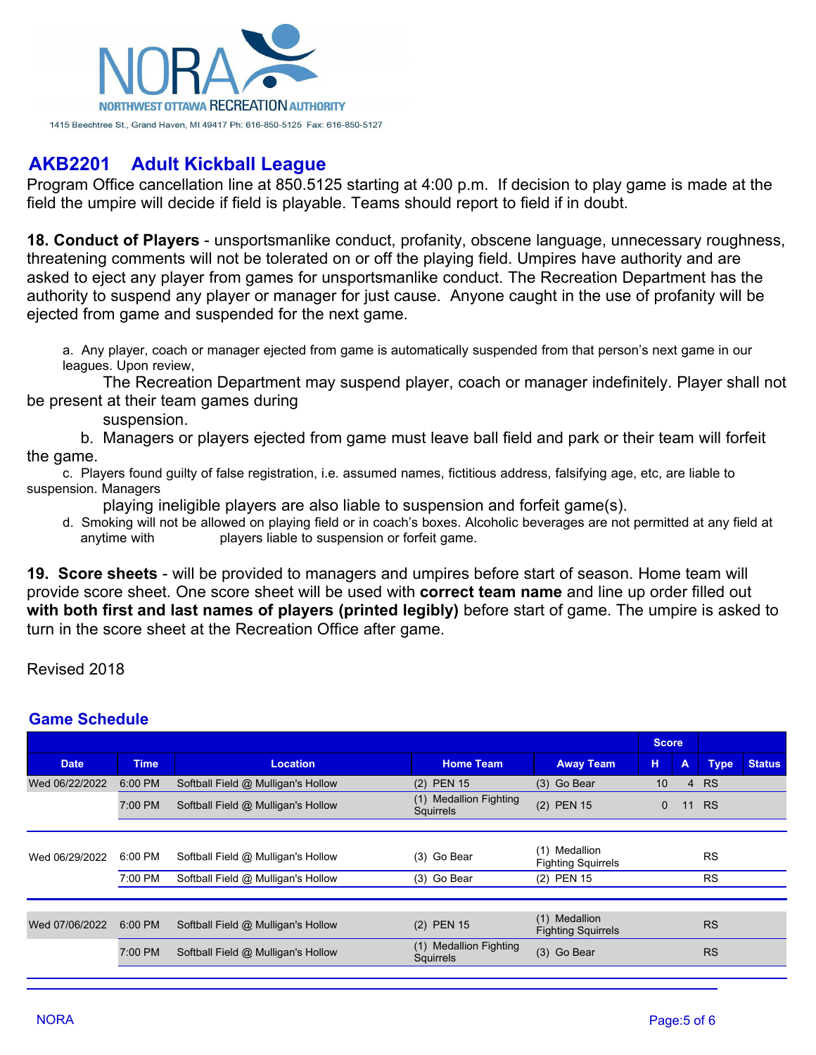NORA
NORTHWEST OTTAWA RECREATION AUTHORITY
1415 Beechtree St., Grand Haven, MI 49417 Ph: 616-850-5125 Fax: 616-850-5127

## AKB2201 Adult Kickball League

Program Office cancellation line at 850.5125 starting at 4:00 p.m. If decision to play game is made at the field the umpire will decide if field is playable. Teams should report to field if in doubt.

**18. Conduct of Players** - unsportsmanlike conduct, profanity, obscene language, unnecessary roughness, threatening comments will not be tolerated on or off the playing field. Umpires have authority and are asked to eject any player from games for unsportsmanlike conduct. The Recreation Department has the authority to suspend any player or manager for just cause. Anyone caught in the use of profanity will be ejected from game and suspended for the next game.

a. Any player, coach or manager ejected from game is automatically suspended from that person's next game in our leagues. Upon review, The Recreation Department may suspend player, coach or manager indefinitely. Player shall not be present at their team games during suspension.

b. Managers or players ejected from game must leave ball field and park or their team will forfeit the game.

c. Players found guilty of false registration, i.e. assumed names, fictitious address, falsifying age, etc, are liable to suspension. Managers playing ineligible players are also liable to suspension and forfeit game(s).

d. Smoking will not be allowed on playing field or in coach's boxes. Alcoholic beverages are not permitted at any field at anytime with players liable to suspension or forfeit game.

**19. Score sheets** - will be provided to managers and umpires before start of season. Home team will provide score sheet. One score sheet will be used with **correct team name** and line up order filled out **with both first and last names of players (printed legibly)** before start of game. The umpire is asked to turn in the score sheet at the Recreation Office after game.

Revised 2018

## Game Schedule

| Date | Time | Location | Home Team | Away Team | Score H | Score A | Type | Status |
|---|---|---|---|---|---|---|---|---|
| Wed 06/22/2022 | 6:00 PM | Softball Field @ Mulligan's Hollow | (2) PEN 15 | (3) Go Bear | 10 | 4 | RS | |
| | 7:00 PM | Softball Field @ Mulligan's Hollow | (1) Medallion Fighting Squirrels | (2) PEN 15 | 0 | 11 | RS | |
| Wed 06/29/2022 | 6:00 PM | Softball Field @ Mulligan's Hollow | (3) Go Bear | (1) Medallion Fighting Squirrels | | | RS | |
| | 7:00 PM | Softball Field @ Mulligan's Hollow | (3) Go Bear | (2) PEN 15 | | | RS | |
| Wed 07/06/2022 | 6:00 PM | Softball Field @ Mulligan's Hollow | (2) PEN 15 | (1) Medallion Fighting Squirrels | | | RS | |
| | 7:00 PM | Softball Field @ Mulligan's Hollow | (1) Medallion Fighting Squirrels | (3) Go Bear | | | RS | |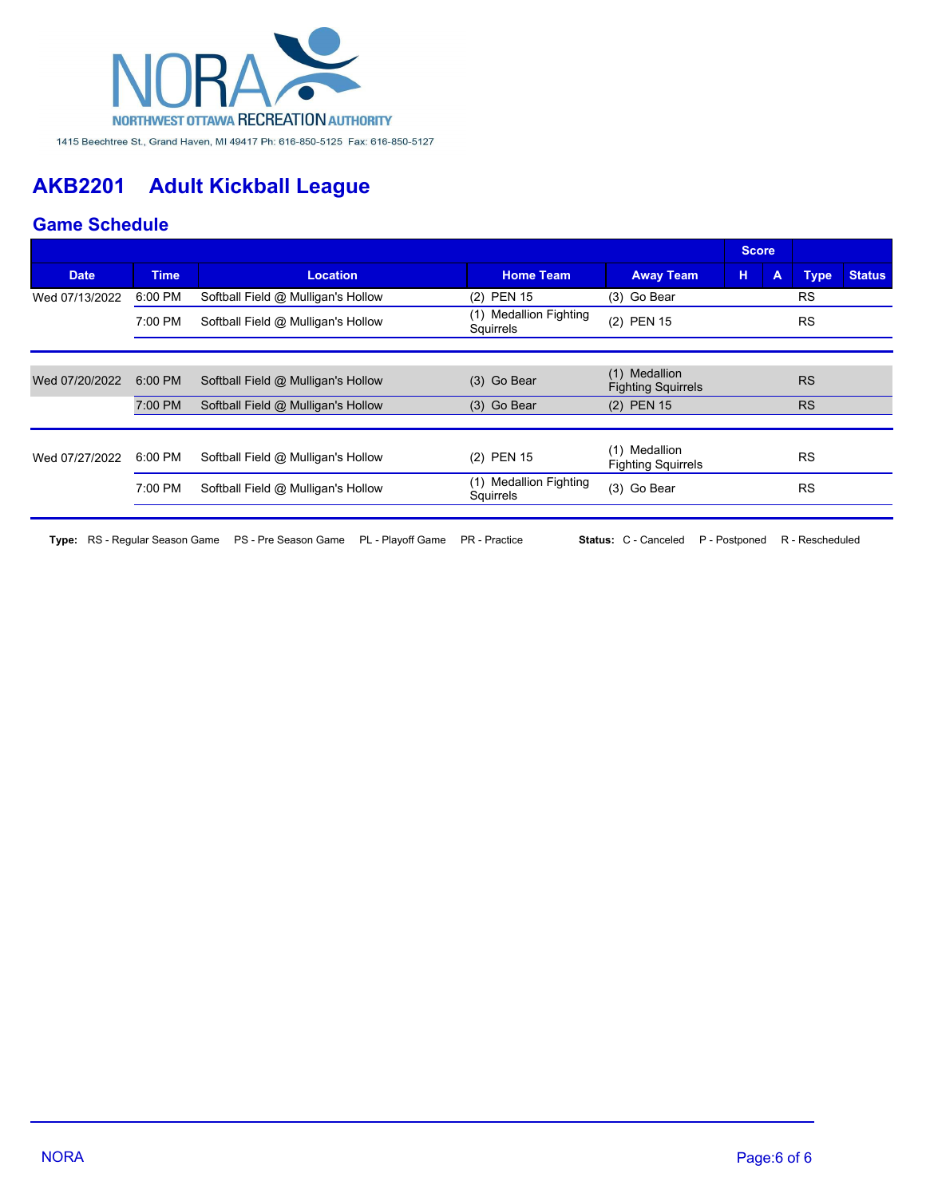NORA
NORTHWEST OTTAWA RECREATION AUTHORITY
1415 Beechtree St., Grand Haven, MI 49417 Ph: 616-850-5125 Fax: 616-850-5127

# AKB2201 Adult Kickball League

## Game Schedule

| | | | | | Score | | | |
|---|---|---|---|---|---|---|---|---|
| Date | Time | Location | Home Team | Away Team | H | A | Type | Status |
| Wed 07/13/2022 | 6:00 PM | Softball Field @ Mulligan's Hollow | (2) PEN 15 | (3) Go Bear | | | RS | |
| | 7:00 PM | Softball Field @ Mulligan's Hollow | (1) Medallion Fighting Squirrels | (2) PEN 15 | | | RS | |
| Wed 07/20/2022 | 6:00 PM | Softball Field @ Mulligan's Hollow | (3) Go Bear | (1) Medallion Fighting Squirrels | | | RS | |
| | 7:00 PM | Softball Field @ Mulligan's Hollow | (3) Go Bear | (2) PEN 15 | | | RS | |
| Wed 07/27/2022 | 6:00 PM | Softball Field @ Mulligan's Hollow | (2) PEN 15 | (1) Medallion Fighting Squirrels | | | RS | |
| | 7:00 PM | Softball Field @ Mulligan's Hollow | (1) Medallion Fighting Squirrels | (3) Go Bear | | | RS | |

**Type:** RS - Regular Season Game PS - Pre Season Game PL - Playoff Game PR - Practice **Status:** C - Canceled P - Postponed R - Rescheduled

NORA